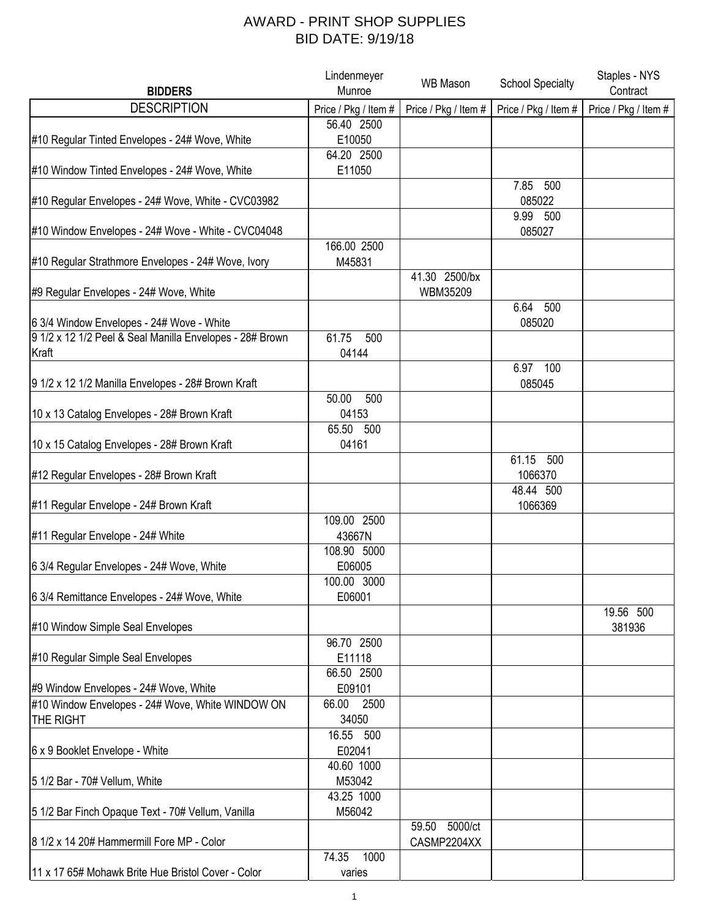# AWARD - PRINT SHOP SUPPLIES
## BID DATE: 9/19/18

| BIDDERS | Lindenmeyer Munroe | WB Mason | School Specialty | Staples - NYS Contract |
|---|---|---|---|---|
| DESCRIPTION | Price / Pkg / Item # | Price / Pkg / Item # | Price / Pkg / Item # | Price / Pkg / Item # |
| #10 Regular Tinted Envelopes - 24# Wove, White | 56.40 2500 E10050 | | | |
| #10 Window Tinted Envelopes - 24# Wove, White | 64.20 2500 E11050 | | | |
| #10 Regular Envelopes - 24# Wove, White - CVC03982 | | | 7.85 500 085022 | |
| #10 Window Envelopes - 24# Wove - White - CVC04048 | | | 9.99 500 085027 | |
| #10 Regular Strathmore Envelopes - 24# Wove, Ivory | 166.00 2500 M45831 | | | |
| #9 Regular Envelopes - 24# Wove, White | | 41.30 2500/bx WBM35209 | | |
| 6 3/4 Window Envelopes - 24# Wove - White | | | 6.64 500 085020 | |
| 9 1/2 x 12 1/2 Peel & Seal Manilla Envelopes - 28# Brown Kraft | 61.75 500 04144 | | | |
| 9 1/2 x 12 1/2 Manilla Envelopes - 28# Brown Kraft | | | 6.97 100 085045 | |
| 10 x 13 Catalog Envelopes - 28# Brown Kraft | 50.00 500 04153 | | | |
| 10 x 15 Catalog Envelopes - 28# Brown Kraft | 65.50 500 04161 | | | |
| #12 Regular Envelopes - 28# Brown Kraft | | | 61.15 500 1066370 | |
| #11 Regular Envelope - 24# Brown Kraft | | | 48.44 500 1066369 | |
| #11 Regular Envelope - 24# White | 109.00 2500 43667N | | | |
| 6 3/4 Regular Envelopes - 24# Wove, White | 108.90 5000 E06005 | | | |
| 6 3/4 Remittance Envelopes - 24# Wove, White | 100.00 3000 E06001 | | | |
| #10 Window Simple Seal Envelopes | | | | 19.56 500 381936 |
| #10 Regular Simple Seal Envelopes | 96.70 2500 E11118 | | | |
| #9 Window Envelopes - 24# Wove, White | 66.50 2500 E09101 | | | |
| #10 Window Envelopes - 24# Wove, White WINDOW ON THE RIGHT | 66.00 2500 34050 | | | |
| 6 x 9 Booklet Envelope - White | 16.55 500 E02041 | | | |
| 5 1/2 Bar - 70# Vellum, White | 40.60 1000 M53042 | | | |
| 5 1/2 Bar Finch Opaque Text - 70# Vellum, Vanilla | 43.25 1000 M56042 | | | |
| 8 1/2 x 14 20# Hammermill Fore MP - Color | | 59.50 5000/ct CASMP2204XX | | |
| 11 x 17 65# Mohawk Brite Hue Bristol Cover - Color | 74.35 1000 varies | | | |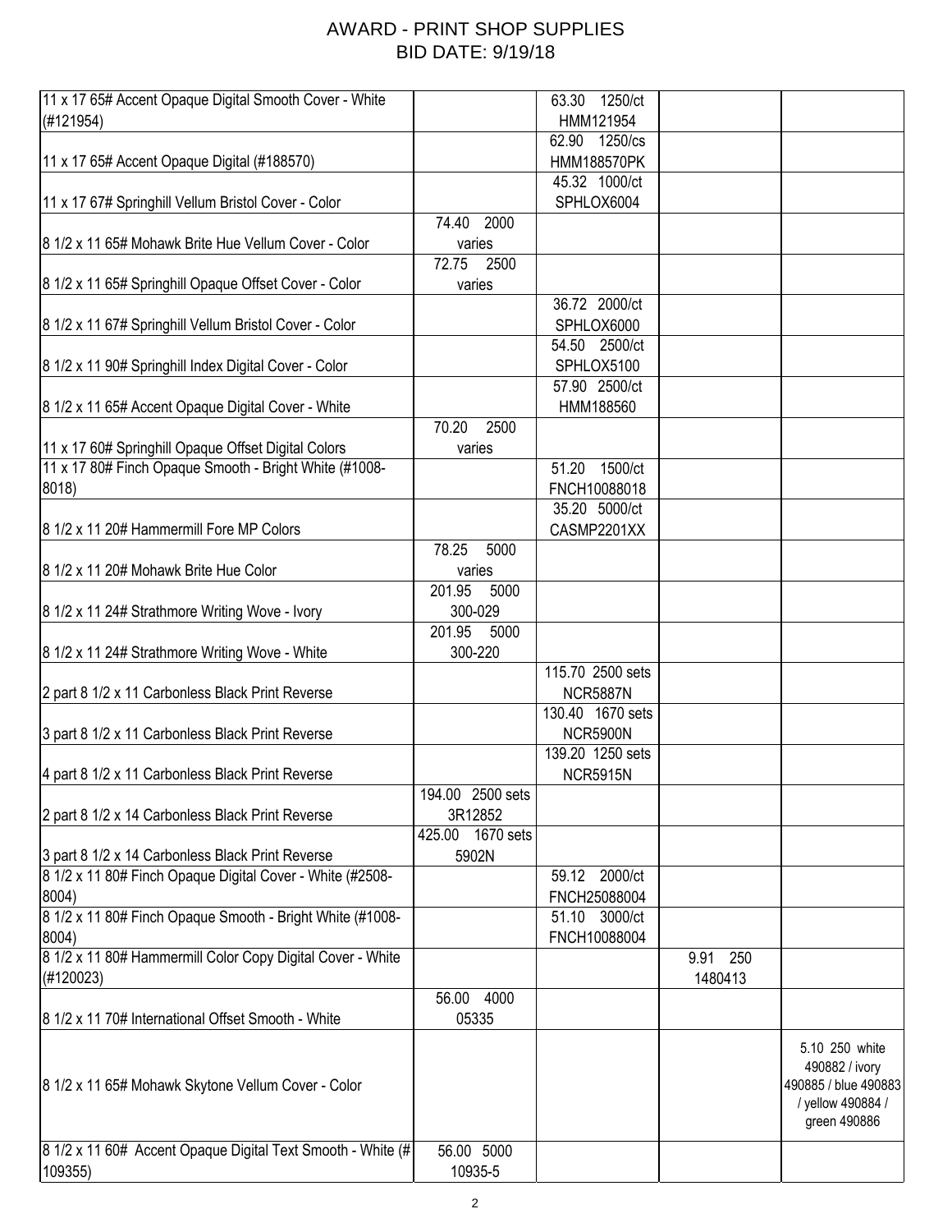# AWARD - PRINT SHOP SUPPLIES
# BID DATE: 9/19/18

| | | | | |
|---|---|---|---|---|
| 11 x 17 65# Accent Opaque Digital Smooth Cover - White (#121954) | | 63.30 1250/ct HMM121954 | | |
| 11 x 17 65# Accent Opaque Digital (#188570) | | 62.90 1250/cs HMM188570PK | | |
| 11 x 17 67# Springhill Vellum Bristol Cover - Color | | 45.32 1000/ct SPHLOX6004 | | |
| 8 1/2 x 11 65# Mohawk Brite Hue Vellum Cover - Color | 74.40 2000 varies | | | |
| 8 1/2 x 11 65# Springhill Opaque Offset Cover - Color | 72.75 2500 varies | | | |
| 8 1/2 x 11 67# Springhill Vellum Bristol Cover - Color | | 36.72 2000/ct SPHLOX6000 | | |
| 8 1/2 x 11 90# Springhill Index Digital Cover - Color | | 54.50 2500/ct SPHLOX5100 | | |
| 8 1/2 x 11 65# Accent Opaque Digital Cover - White | | 57.90 2500/ct HMM188560 | | |
| 11 x 17 60# Springhill Opaque Offset Digital Colors | 70.20 2500 varies | | | |
| 11 x 17 80# Finch Opaque Smooth - Bright White (#1008-8018) | | 51.20 1500/ct FNCH10088018 | | |
| 8 1/2 x 11 20# Hammermill Fore MP Colors | | 35.20 5000/ct CASMP2201XX | | |
| 8 1/2 x 11 20# Mohawk Brite Hue Color | 78.25 5000 varies | | | |
| 8 1/2 x 11 24# Strathmore Writing Wove - Ivory | 201.95 5000 300-029 | | | |
| 8 1/2 x 11 24# Strathmore Writing Wove - White | 201.95 5000 300-220 | | | |
| 2 part 8 1/2 x 11 Carbonless Black Print Reverse | | 115.70 2500 sets NCR5887N | | |
| 3 part 8 1/2 x 11 Carbonless Black Print Reverse | | 130.40 1670 sets NCR5900N | | |
| 4 part 8 1/2 x 11 Carbonless Black Print Reverse | | 139.20 1250 sets NCR5915N | | |
| 2 part 8 1/2 x 14 Carbonless Black Print Reverse | 194.00 2500 sets 3R12852 | | | |
| 3 part 8 1/2 x 14 Carbonless Black Print Reverse | 425.00 1670 sets 5902N | | | |
| 8 1/2 x 11 80# Finch Opaque Digital Cover - White (#2508-8004) | | 59.12 2000/ct FNCH25088004 | | |
| 8 1/2 x 11 80# Finch Opaque Smooth - Bright White (#1008-8004) | | 51.10 3000/ct FNCH10088004 | | |
| 8 1/2 x 11 80# Hammermill Color Copy Digital Cover - White (#120023) | | | 9.91 250 1480413 | |
| 8 1/2 x 11 70# International Offset Smooth - White | 56.00 4000 05335 | | | |
| 8 1/2 x 11 65# Mohawk Skytone Vellum Cover - Color | | | | 5.10 250 white 490882 / ivory 490885 / blue 490883 / yellow 490884 / green 490886 |
| 8 1/2 x 11 60# Accent Opaque Digital Text Smooth - White (# 109355) | 56.00 5000 10935-5 | | | |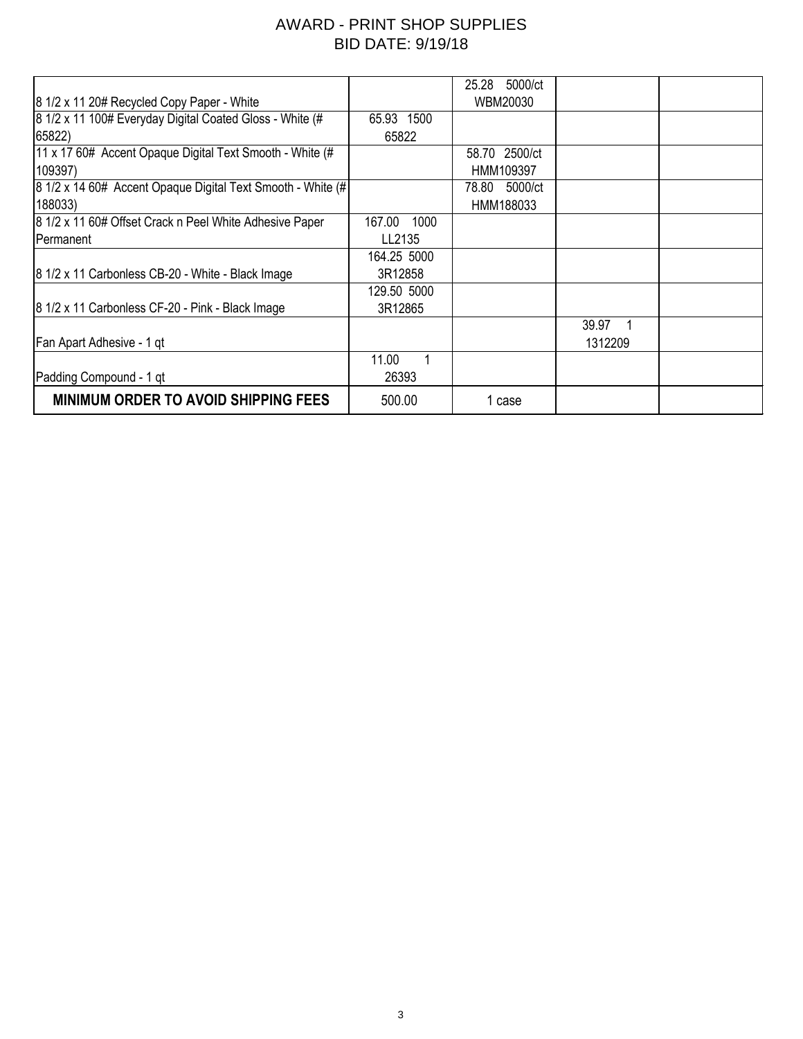# AWARD - PRINT SHOP SUPPLIES
## BID DATE: 9/19/18

| | | | | |
|---|---|---|---|---|
| 8 1/2 x 11 20# Recycled Copy Paper - White | | 25.28 5000/ct WBM20030 | | |
| 8 1/2 x 11 100# Everyday Digital Coated Gloss - White (# 65822) | 65.93 1500 65822 | | | |
| 11 x 17 60# Accent Opaque Digital Text Smooth - White (# 109397) | | 58.70 2500/ct HMM109397 | | |
| 8 1/2 x 14 60# Accent Opaque Digital Text Smooth - White (# 188033) | | 78.80 5000/ct HMM188033 | | |
| 8 1/2 x 11 60# Offset Crack n Peel White Adhesive Paper Permanent | 167.00 1000 LL2135 | | | |
| 8 1/2 x 11 Carbonless CB-20 - White - Black Image | 164.25 5000 3R12858 | | | |
| 8 1/2 x 11 Carbonless CF-20 - Pink - Black Image | 129.50 5000 3R12865 | | | |
| Fan Apart Adhesive - 1 qt | | | 39.97 1 1312209 | |
| Padding Compound - 1 qt | 11.00 1 26393 | | | |
| **MINIMUM ORDER TO AVOID SHIPPING FEES** | 500.00 | 1 case | | |